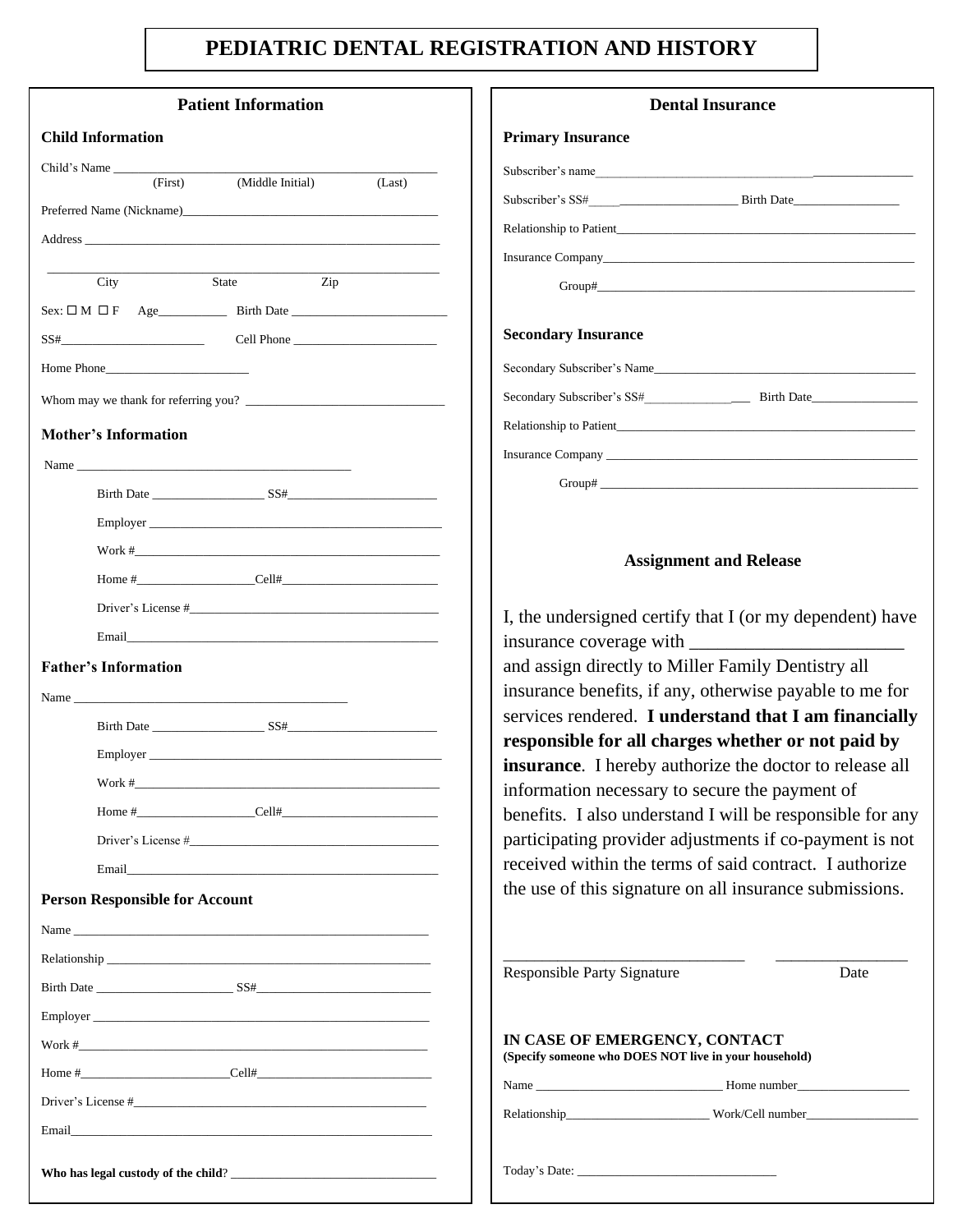# PEDIATRIC DENTAL REGISTRATION AND HISTORY

## Patient Information

### Child Information

Child's Name ______________________________________________
(First) (Middle Initial) (Last)

Preferred Name (Nickname)________________________________

Address ___________________________________________________

___________________________________________________________
City State Zip

Sex: ☐ M ☐ F Age__________ Birth Date ______________________

SS#______________________ Cell Phone _____________________

Home Phone_____________________

Whom may we thank for referring you? ___________________________

### Mother's Information

Name ________________________________________

Birth Date _________________ SS#_______________________

Employer _____________________________________________

Work #_______________________________________________

Home #_________________Cell#_________________________

Driver's License #______________________________________

Email________________________________________________

### Father's Information

Name ________________________________________

Birth Date _________________ SS#_______________________

Employer _____________________________________________

Work #_______________________________________________

Home #_________________Cell#_________________________

Driver's License #______________________________________

Email________________________________________________

### Person Responsible for Account

Name ______________________________________________________

Relationship _________________________________________________

Birth Date _____________________ SS#__________________________

Employer _____________________________________________________

Work #_______________________________________________________

Home #_____________________Cell#_____________________________

Driver's License #_____________________________________________

Email_________________________________________________________

**Who has legal custody of the child**? _____________________________

## Dental Insurance

### Primary Insurance

Subscriber's name______________________________________________

Subscriber's SS#_____________________ Birth Date_______________

Relationship to Patient_________________________________________

Insurance Company_____________________________________________

Group#________________________________________________

### Secondary Insurance

Secondary Subscriber's Name______________________________________

Secondary Subscriber's SS#______________ Birth Date_______________

Relationship to Patient_________________________________________

Insurance Company _____________________________________________

Group# ________________________________________________

## Assignment and Release

I, the undersigned certify that I (or my dependent) have insurance coverage with ______________________ and assign directly to Miller Family Dentistry all insurance benefits, if any, otherwise payable to me for services rendered. **I understand that I am financially responsible for all charges whether or not paid by insurance**. I hereby authorize the doctor to release all information necessary to secure the payment of benefits. I also understand I will be responsible for any participating provider adjustments if co-payment is not received within the terms of said contract. I authorize the use of this signature on all insurance submissions.

______________________________ ________________
Responsible Party Signature Date

**IN CASE OF EMERGENCY, CONTACT**
**(Specify someone who DOES NOT live in your household)**

Name ____________________________ Home number_________________

Relationship_____________________ Work/Cell number_________________

Today's Date: ______________________________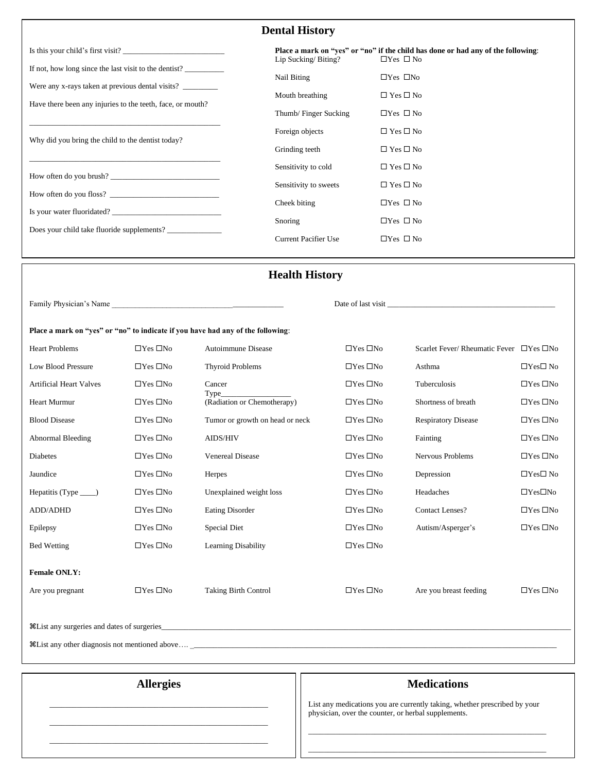## Dental History

Is this your child's first visit? ___________________________

If not, how long since the last visit to the dentist? __________

Were any x-rays taken at previous dental visits? _________

Have there been any injuries to the teeth, face, or mouth?

__________________________________________________

Why did you bring the child to the dentist today?

__________________________________________________

How often do you brush? ____________________________

How often do you floss? ____________________________

Is your water fluoridated? ____________________________

Does your child take fluoride supplements? ______________

**Place a mark on "yes" or "no" if the child has done or had any of the following**:

| | |
|---|---|
| Lip Sucking/ Biting? | ☐Yes ☐ No |
| Nail Biting | ☐Yes ☐No |
| Mouth breathing | ☐ Yes ☐ No |
| Thumb/ Finger Sucking | ☐Yes ☐ No |
| Foreign objects | ☐ Yes ☐ No |
| Grinding teeth | ☐ Yes ☐ No |
| Sensitivity to cold | ☐ Yes ☐ No |
| Sensitivity to sweets | ☐ Yes ☐ No |
| Cheek biting | ☐Yes ☐ No |
| Snoring | ☐Yes ☐ No |
| Current Pacifier Use | ☐Yes ☐ No |

## Health History

Family Physician's Name ___________________________________________ Date of last visit ____________________________________________

**Place a mark on "yes" or "no" to indicate if you have had any of the following**:

| | | | | | |
|---|---|---|---|---|---|
| Heart Problems | ☐Yes ☐No | Autoimmune Disease | ☐Yes ☐No | Scarlet Fever/ Rheumatic Fever | ☐Yes ☐No |
| Low Blood Pressure | ☐Yes ☐No | Thyroid Problems | ☐Yes ☐No | Asthma | ☐Yes☐ No |
| Artificial Heart Valves | ☐Yes ☐No | Cancer | ☐Yes ☐No | Tuberculosis | ☐Yes ☐No |
| Heart Murmur | ☐Yes ☐No | Type__________________ (Radiation or Chemotherapy) | ☐Yes ☐No | Shortness of breath | ☐Yes ☐No |
| Blood Disease | ☐Yes ☐No | Tumor or growth on head or neck | ☐Yes ☐No | Respiratory Disease | ☐Yes ☐No |
| Abnormal Bleeding | ☐Yes ☐No | AIDS/HIV | ☐Yes ☐No | Fainting | ☐Yes ☐No |
| Diabetes | ☐Yes ☐No | Venereal Disease | ☐Yes ☐No | Nervous Problems | ☐Yes ☐No |
| Jaundice | ☐Yes ☐No | Herpes | ☐Yes ☐No | Depression | ☐Yes☐ No |
| Hepatitis (Type ____) | ☐Yes ☐No | Unexplained weight loss | ☐Yes ☐No | Headaches | ☐Yes☐No |
| ADD/ADHD | ☐Yes ☐No | Eating Disorder | ☐Yes ☐No | Contact Lenses? | ☐Yes ☐No |
| Epilepsy | ☐Yes ☐No | Special Diet | ☐Yes ☐No | Autism/Asperger's | ☐Yes ☐No |
| Bed Wetting | ☐Yes ☐No | Learning Disability | ☐Yes ☐No | | |

**Female ONLY:**

| | | | | | |
|---|---|---|---|---|---|
| Are you pregnant | ☐Yes ☐No | Taking Birth Control | ☐Yes ☐No | Are you breast feeding | ☐Yes ☐No |

⌘List any surgeries and dates of surgeries______________________________________________________________________________

⌘List any other diagnosis not mentioned above…. _________________________________________________________________________

## Allergies

__________________________________________________

__________________________________________________

__________________________________________________

## Medications

List any medications you are currently taking, whether prescribed by your physician, over the counter, or herbal supplements.

__________________________________________________

__________________________________________________